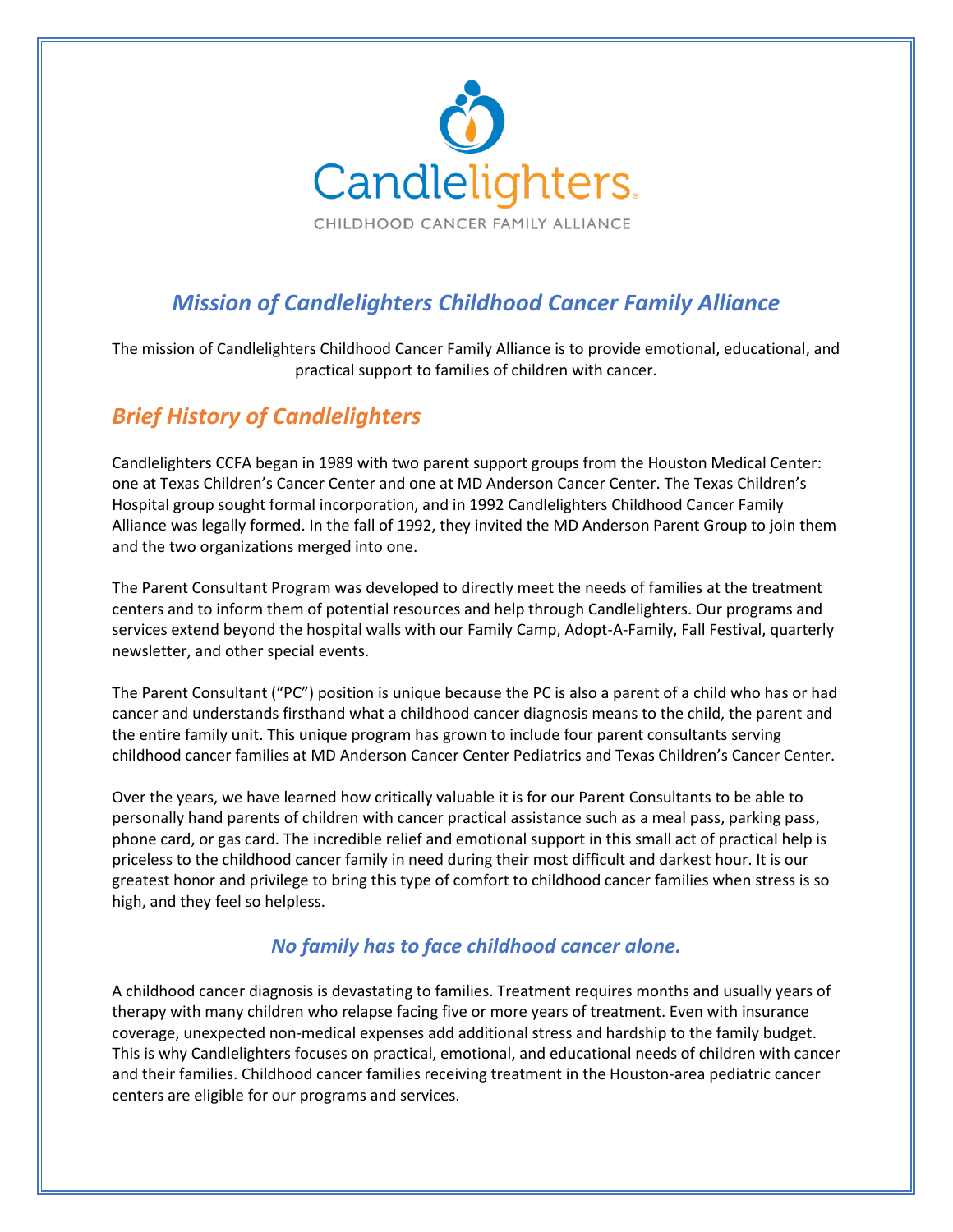Candlelighters

CHILDHOOD CANCER FAMILY ALLIANCE

## *Mission of Candlelighters Childhood Cancer Family Alliance*

The mission of Candlelighters Childhood Cancer Family Alliance is to provide emotional, educational, and practical support to families of children with cancer.

## *Brief History of Candlelighters*

Candlelighters CCFA began in 1989 with two parent support groups from the Houston Medical Center: one at Texas Children's Cancer Center and one at MD Anderson Cancer Center. The Texas Children's Hospital group sought formal incorporation, and in 1992 Candlelighters Childhood Cancer Family Alliance was legally formed. In the fall of 1992, they invited the MD Anderson Parent Group to join them and the two organizations merged into one.

The Parent Consultant Program was developed to directly meet the needs of families at the treatment centers and to inform them of potential resources and help through Candlelighters. Our programs and services extend beyond the hospital walls with our Family Camp, Adopt-A-Family, Fall Festival, quarterly newsletter, and other special events.

The Parent Consultant ("PC") position is unique because the PC is also a parent of a child who has or had cancer and understands firsthand what a childhood cancer diagnosis means to the child, the parent and the entire family unit. This unique program has grown to include four parent consultants serving childhood cancer families at MD Anderson Cancer Center Pediatrics and Texas Children's Cancer Center.

Over the years, we have learned how critically valuable it is for our Parent Consultants to be able to personally hand parents of children with cancer practical assistance such as a meal pass, parking pass, phone card, or gas card. The incredible relief and emotional support in this small act of practical help is priceless to the childhood cancer family in need during their most difficult and darkest hour. It is our greatest honor and privilege to bring this type of comfort to childhood cancer families when stress is so high, and they feel so helpless.

### *No family has to face childhood cancer alone.*

A childhood cancer diagnosis is devastating to families. Treatment requires months and usually years of therapy with many children who relapse facing five or more years of treatment. Even with insurance coverage, unexpected non-medical expenses add additional stress and hardship to the family budget. This is why Candlelighters focuses on practical, emotional, and educational needs of children with cancer and their families. Childhood cancer families receiving treatment in the Houston-area pediatric cancer centers are eligible for our programs and services.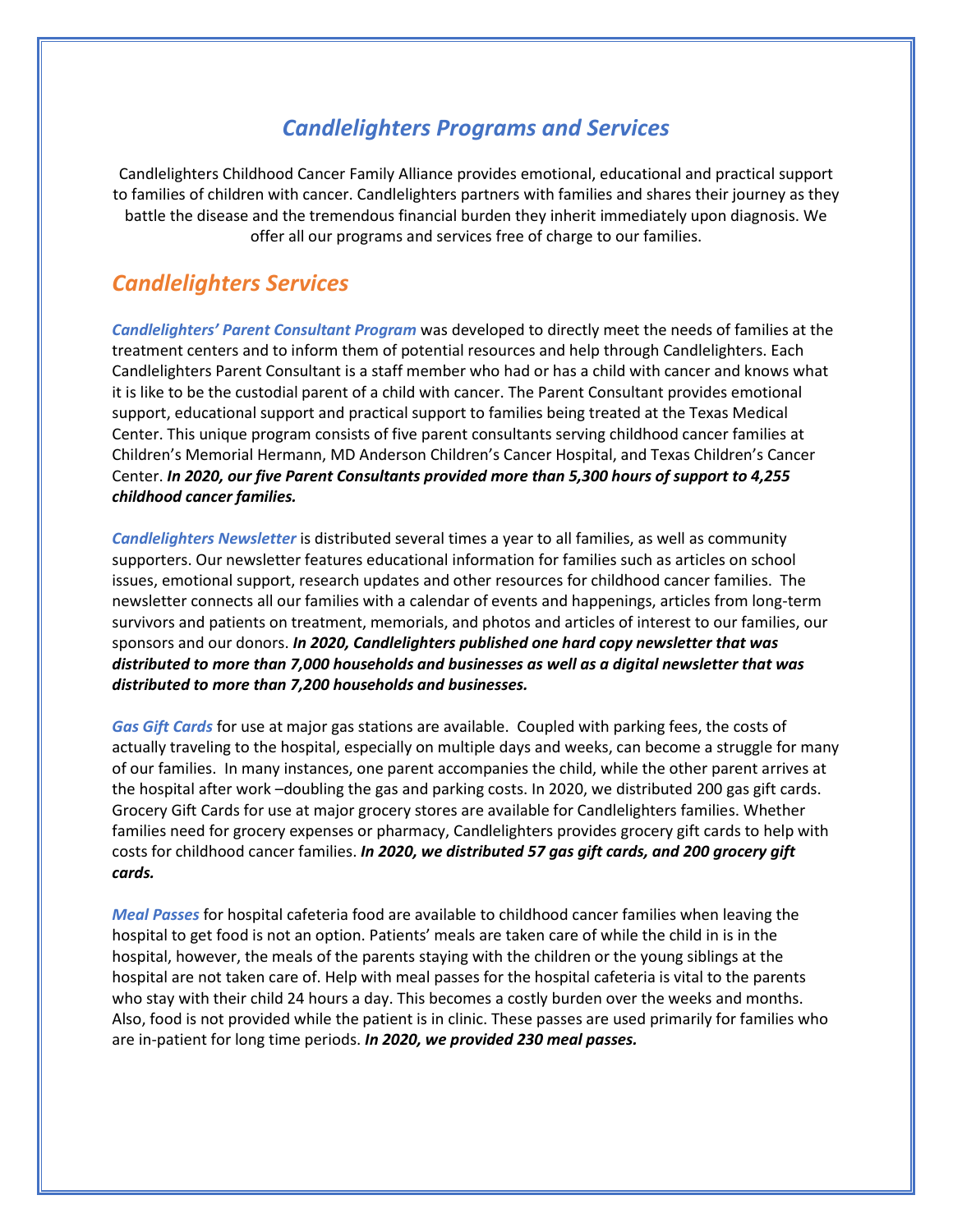# *Candlelighters Programs and Services*

Candlelighters Childhood Cancer Family Alliance provides emotional, educational and practical support to families of children with cancer. Candlelighters partners with families and shares their journey as they battle the disease and the tremendous financial burden they inherit immediately upon diagnosis. We offer all our programs and services free of charge to our families.

## *Candlelighters Services*

***Candlelighters' Parent Consultant Program*** was developed to directly meet the needs of families at the treatment centers and to inform them of potential resources and help through Candlelighters. Each Candlelighters Parent Consultant is a staff member who had or has a child with cancer and knows what it is like to be the custodial parent of a child with cancer. The Parent Consultant provides emotional support, educational support and practical support to families being treated at the Texas Medical Center. This unique program consists of five parent consultants serving childhood cancer families at Children's Memorial Hermann, MD Anderson Children's Cancer Hospital, and Texas Children's Cancer Center. ***In 2020, our five Parent Consultants provided more than 5,300 hours of support to 4,255 childhood cancer families.***

***Candlelighters Newsletter*** is distributed several times a year to all families, as well as community supporters. Our newsletter features educational information for families such as articles on school issues, emotional support, research updates and other resources for childhood cancer families. The newsletter connects all our families with a calendar of events and happenings, articles from long-term survivors and patients on treatment, memorials, and photos and articles of interest to our families, our sponsors and our donors. ***In 2020, Candlelighters published one hard copy newsletter that was distributed to more than 7,000 households and businesses as well as a digital newsletter that was distributed to more than 7,200 households and businesses.***

***Gas Gift Cards*** for use at major gas stations are available. Coupled with parking fees, the costs of actually traveling to the hospital, especially on multiple days and weeks, can become a struggle for many of our families. In many instances, one parent accompanies the child, while the other parent arrives at the hospital after work –doubling the gas and parking costs. In 2020, we distributed 200 gas gift cards. Grocery Gift Cards for use at major grocery stores are available for Candlelighters families. Whether families need for grocery expenses or pharmacy, Candlelighters provides grocery gift cards to help with costs for childhood cancer families. ***In 2020, we distributed 57 gas gift cards, and 200 grocery gift cards.***

***Meal Passes*** for hospital cafeteria food are available to childhood cancer families when leaving the hospital to get food is not an option. Patients' meals are taken care of while the child in is in the hospital, however, the meals of the parents staying with the children or the young siblings at the hospital are not taken care of. Help with meal passes for the hospital cafeteria is vital to the parents who stay with their child 24 hours a day. This becomes a costly burden over the weeks and months. Also, food is not provided while the patient is in clinic. These passes are used primarily for families who are in-patient for long time periods. ***In 2020, we provided 230 meal passes.***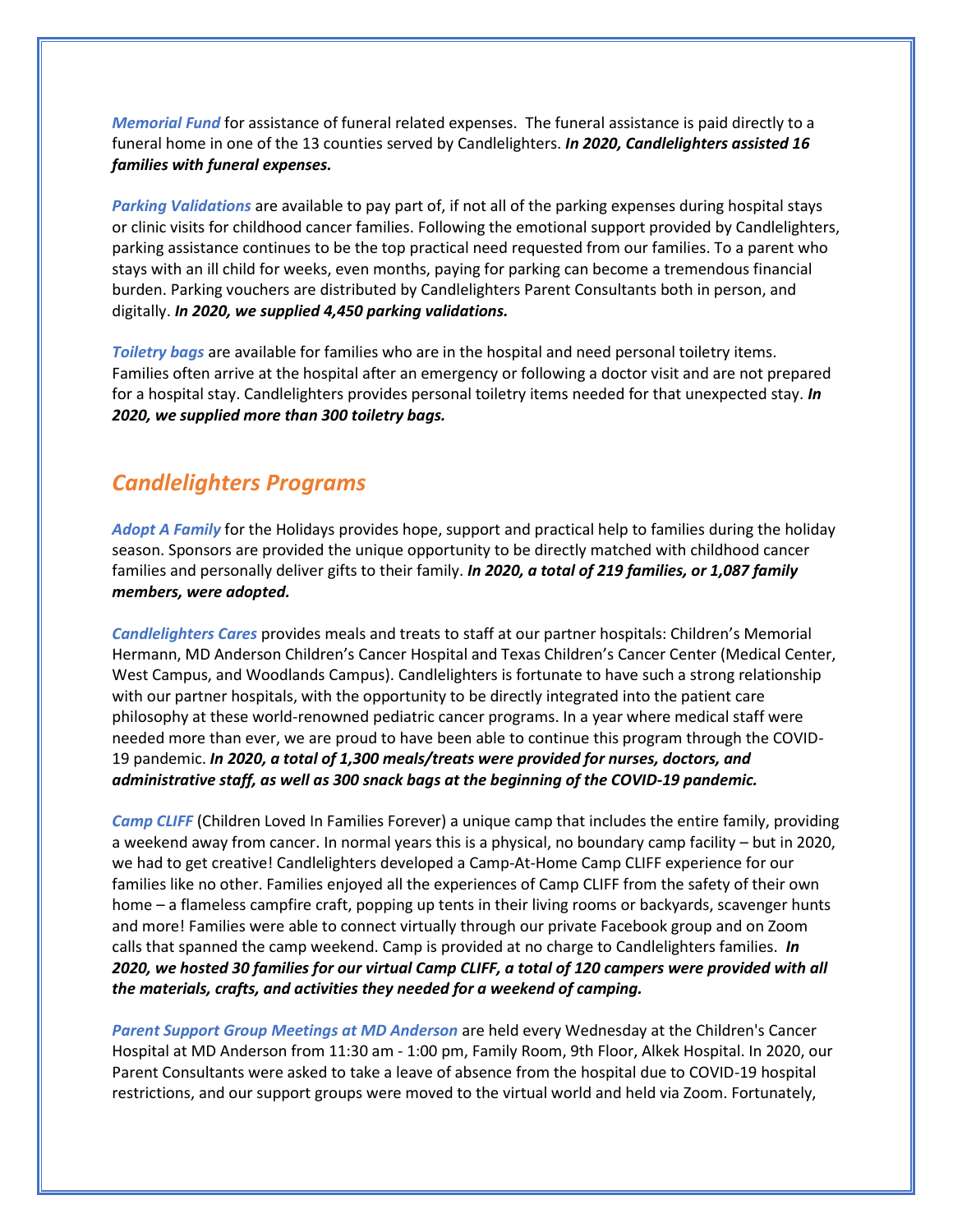***Memorial Fund*** for assistance of funeral related expenses. The funeral assistance is paid directly to a funeral home in one of the 13 counties served by Candlelighters. ***In 2020, Candlelighters assisted 16 families with funeral expenses.***

***Parking Validations*** are available to pay part of, if not all of the parking expenses during hospital stays or clinic visits for childhood cancer families. Following the emotional support provided by Candlelighters, parking assistance continues to be the top practical need requested from our families. To a parent who stays with an ill child for weeks, even months, paying for parking can become a tremendous financial burden. Parking vouchers are distributed by Candlelighters Parent Consultants both in person, and digitally. ***In 2020, we supplied 4,450 parking validations.***

***Toiletry bags*** are available for families who are in the hospital and need personal toiletry items. Families often arrive at the hospital after an emergency or following a doctor visit and are not prepared for a hospital stay. Candlelighters provides personal toiletry items needed for that unexpected stay. ***In 2020, we supplied more than 300 toiletry bags.***

## *Candlelighters Programs*

***Adopt A Family*** for the Holidays provides hope, support and practical help to families during the holiday season. Sponsors are provided the unique opportunity to be directly matched with childhood cancer families and personally deliver gifts to their family. ***In 2020, a total of 219 families, or 1,087 family members, were adopted.***

***Candlelighters Cares*** provides meals and treats to staff at our partner hospitals: Children's Memorial Hermann, MD Anderson Children's Cancer Hospital and Texas Children's Cancer Center (Medical Center, West Campus, and Woodlands Campus). Candlelighters is fortunate to have such a strong relationship with our partner hospitals, with the opportunity to be directly integrated into the patient care philosophy at these world-renowned pediatric cancer programs. In a year where medical staff were needed more than ever, we are proud to have been able to continue this program through the COVID-19 pandemic. ***In 2020, a total of 1,300 meals/treats were provided for nurses, doctors, and administrative staff, as well as 300 snack bags at the beginning of the COVID-19 pandemic.***

***Camp CLIFF*** (Children Loved In Families Forever) a unique camp that includes the entire family, providing a weekend away from cancer. In normal years this is a physical, no boundary camp facility – but in 2020, we had to get creative! Candlelighters developed a Camp-At-Home Camp CLIFF experience for our families like no other. Families enjoyed all the experiences of Camp CLIFF from the safety of their own home – a flameless campfire craft, popping up tents in their living rooms or backyards, scavenger hunts and more! Families were able to connect virtually through our private Facebook group and on Zoom calls that spanned the camp weekend. Camp is provided at no charge to Candlelighters families. ***In 2020, we hosted 30 families for our virtual Camp CLIFF, a total of 120 campers were provided with all the materials, crafts, and activities they needed for a weekend of camping.***

***Parent Support Group Meetings at MD Anderson*** are held every Wednesday at the Children's Cancer Hospital at MD Anderson from 11:30 am - 1:00 pm, Family Room, 9th Floor, Alkek Hospital. In 2020, our Parent Consultants were asked to take a leave of absence from the hospital due to COVID-19 hospital restrictions, and our support groups were moved to the virtual world and held via Zoom. Fortunately,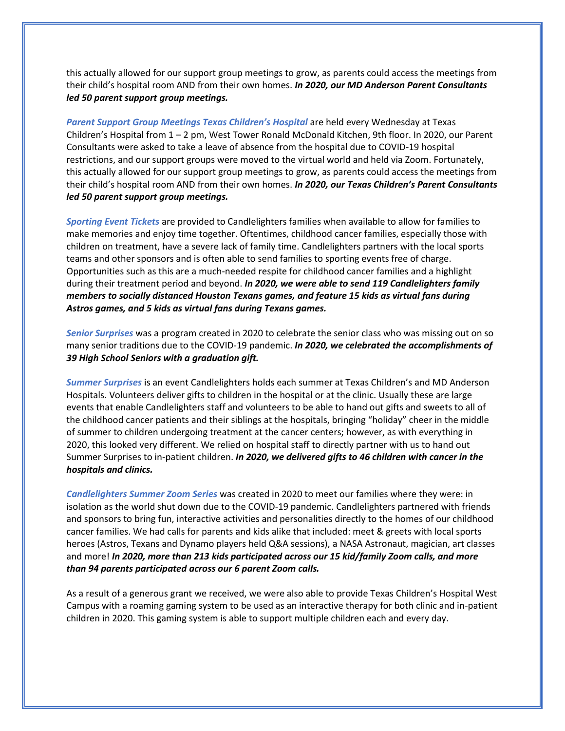this actually allowed for our support group meetings to grow, as parents could access the meetings from their child's hospital room AND from their own homes. ***In 2020, our MD Anderson Parent Consultants led 50 parent support group meetings.***

***Parent Support Group Meetings Texas Children's Hospital*** are held every Wednesday at Texas Children's Hospital from 1 – 2 pm, West Tower Ronald McDonald Kitchen, 9th floor. In 2020, our Parent Consultants were asked to take a leave of absence from the hospital due to COVID-19 hospital restrictions, and our support groups were moved to the virtual world and held via Zoom. Fortunately, this actually allowed for our support group meetings to grow, as parents could access the meetings from their child's hospital room AND from their own homes. ***In 2020, our Texas Children's Parent Consultants led 50 parent support group meetings.***

***Sporting Event Tickets*** are provided to Candlelighters families when available to allow for families to make memories and enjoy time together. Oftentimes, childhood cancer families, especially those with children on treatment, have a severe lack of family time. Candlelighters partners with the local sports teams and other sponsors and is often able to send families to sporting events free of charge. Opportunities such as this are a much-needed respite for childhood cancer families and a highlight during their treatment period and beyond. ***In 2020, we were able to send 119 Candlelighters family members to socially distanced Houston Texans games, and feature 15 kids as virtual fans during Astros games, and 5 kids as virtual fans during Texans games.***

***Senior Surprises*** was a program created in 2020 to celebrate the senior class who was missing out on so many senior traditions due to the COVID-19 pandemic. ***In 2020, we celebrated the accomplishments of 39 High School Seniors with a graduation gift.***

***Summer Surprises*** is an event Candlelighters holds each summer at Texas Children's and MD Anderson Hospitals. Volunteers deliver gifts to children in the hospital or at the clinic. Usually these are large events that enable Candlelighters staff and volunteers to be able to hand out gifts and sweets to all of the childhood cancer patients and their siblings at the hospitals, bringing "holiday" cheer in the middle of summer to children undergoing treatment at the cancer centers; however, as with everything in 2020, this looked very different. We relied on hospital staff to directly partner with us to hand out Summer Surprises to in-patient children. ***In 2020, we delivered gifts to 46 children with cancer in the hospitals and clinics.***

***Candlelighters Summer Zoom Series*** was created in 2020 to meet our families where they were: in isolation as the world shut down due to the COVID-19 pandemic. Candlelighters partnered with friends and sponsors to bring fun, interactive activities and personalities directly to the homes of our childhood cancer families. We had calls for parents and kids alike that included: meet & greets with local sports heroes (Astros, Texans and Dynamo players held Q&A sessions), a NASA Astronaut, magician, art classes and more! ***In 2020, more than 213 kids participated across our 15 kid/family Zoom calls, and more than 94 parents participated across our 6 parent Zoom calls.***

As a result of a generous grant we received, we were also able to provide Texas Children's Hospital West Campus with a roaming gaming system to be used as an interactive therapy for both clinic and in-patient children in 2020. This gaming system is able to support multiple children each and every day.